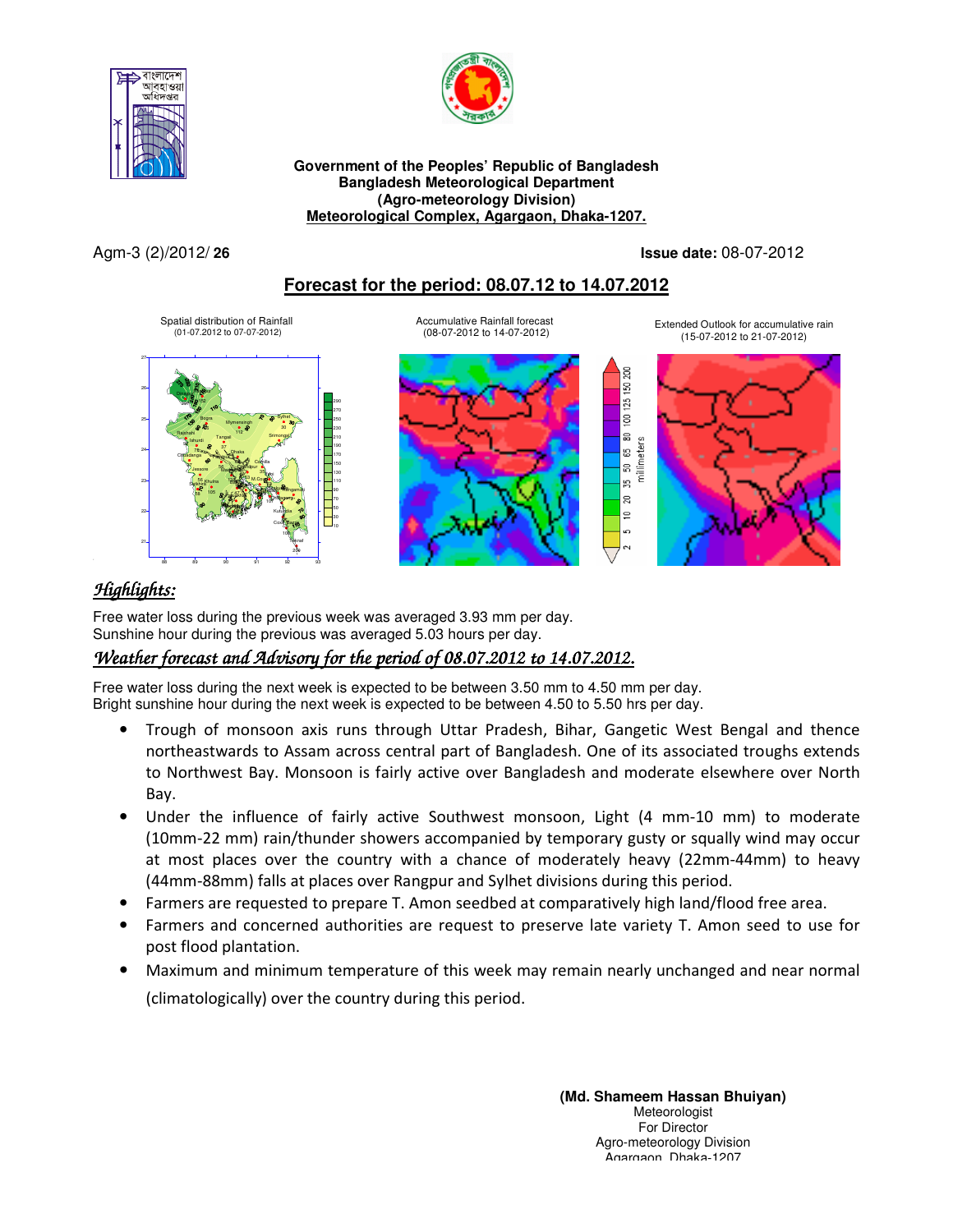**Government of the Peoples' Republic of Bangladesh**
**Bangladesh Meteorological Department**
**(Agro-meteorology Division)**
**Meteorological Complex, Agargaon, Dhaka-1207.**

Agm-3 (2)/2012/ **26** **Issue date:** 08-07-2012

## Forecast for the period: 08.07.12 to 14.07.2012

Spatial distribution of Rainfall (01-07.2012 to 07-07-2012)

Accumulative Rainfall forecast (08-07-2012 to 14-07-2012)

Extended Outlook for accumulative rain (15-07-2012 to 21-07-2012)

## *Highlights:*

Free water loss during the previous week was averaged 3.93 mm per day.
Sunshine hour during the previous was averaged 5.03 hours per day.

### *Weather forecast and Advisory for the period of 08.07.2012 to 14.07.2012.*

Free water loss during the next week is expected to be between 3.50 mm to 4.50 mm per day.
Bright sunshine hour during the next week is expected to be between 4.50 to 5.50 hrs per day.

- Trough of monsoon axis runs through Uttar Pradesh, Bihar, Gangetic West Bengal and thence northeastwards to Assam across central part of Bangladesh. One of its associated troughs extends to Northwest Bay. Monsoon is fairly active over Bangladesh and moderate elsewhere over North Bay.
- Under the influence of fairly active Southwest monsoon, Light (4 mm-10 mm) to moderate (10mm-22 mm) rain/thunder showers accompanied by temporary gusty or squally wind may occur at most places over the country with a chance of moderately heavy (22mm-44mm) to heavy (44mm-88mm) falls at places over Rangpur and Sylhet divisions during this period.
- Farmers are requested to prepare T. Amon seedbed at comparatively high land/flood free area.
- Farmers and concerned authorities are request to preserve late variety T. Amon seed to use for post flood plantation.
- Maximum and minimum temperature of this week may remain nearly unchanged and near normal (climatologically) over the country during this period.

**(Md. Shameem Hassan Bhuiyan)**
Meteorologist
For Director
Agro-meteorology Division
Agargaon, Dhaka-1207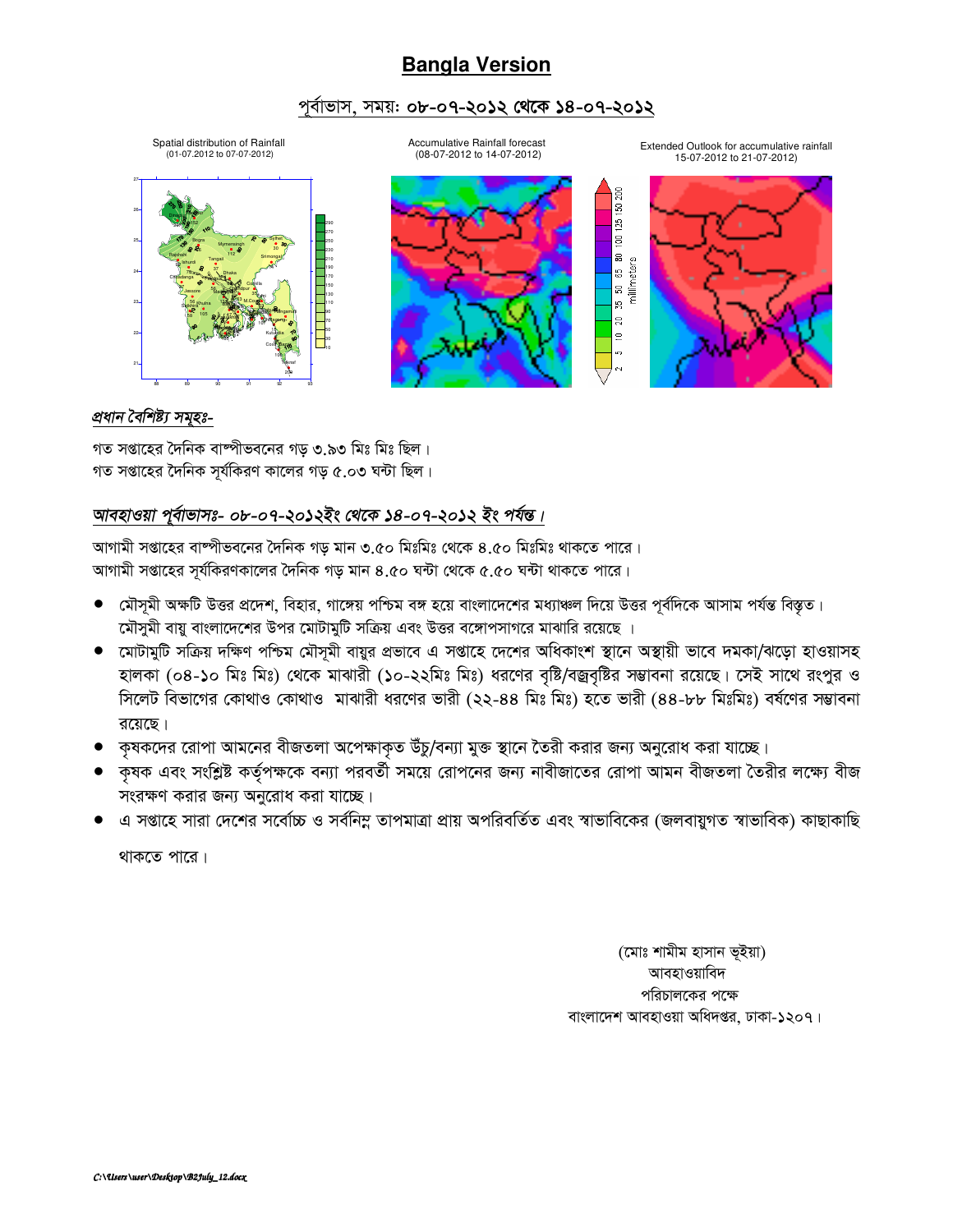## Bangla Version

### পূর্বাভাস, সময়: ০৮-০৭-২০১২ থেকে ১৪-০৭-২০১২

Spatial distribution of Rainfall (01-07.2012 to 07-07-2012)

Accumulative Rainfall forecast (08-07-2012 to 14-07-2012)

Extended Outlook for accumulative rainfall 15-07-2012 to 21-07-2012)

*প্রধান বৈশিষ্ট্য সমূহঃ-*

গত সপ্তাহের দৈনিক বাষ্পীভবনের গড় ৩.৯৩ মিঃ মিঃ ছিল।
গত সপ্তাহের দৈনিক সূর্যকিরণ কালের গড় ৫.০৩ ঘন্টা ছিল।

*আবহাওয়া পূর্বাভাসঃ- ০৮-০৭-২০১২ইং থেকে ১৪-০৭-২০১২ ইং পর্যন্ত।*

আগামী সপ্তাহের বাষ্পীভবনের দৈনিক গড় মান ৩.৫০ মিঃমিঃ থেকে ৪.৫০ মিঃমিঃ থাকতে পারে।
আগামী সপ্তাহের সূর্যকিরণকালের দৈনিক গড় মান ৪.৫০ ঘন্টা থেকে ৫.৫০ ঘন্টা থাকতে পারে।

- মৌসূমী অক্ষটি উত্তর প্রদেশ, বিহার, গাঙ্গেয় পশ্চিম বঙ্গ হয়ে বাংলাদেশের মধ্যাঞ্চল দিয়ে উত্তর পূর্বদিকে আসাম পর্যন্ত বিস্তৃত। মৌসুমী বায়ু বাংলাদেশের উপর মোটামুটি সক্রিয় এবং উত্তর বঙ্গোপসাগরে মাঝারি রয়েছে ।
- মোটামুটি সক্রিয় দক্ষিণ পশ্চিম মৌসুমী বায়ুর প্রভাবে এ সপ্তাহে দেশের অধিকাংশ স্থানে অস্থায়ী ভাবে দমকা/ঝড়ো হাওয়াসহ হালকা (০৪-১০ মিঃ মিঃ) থেকে মাঝারী (১০-২২মিঃ মিঃ) ধরণের বৃষ্টি/বজ্রবৃষ্টির সম্ভাবনা রয়েছে। সেই সাথে রংপুর ও সিলেট বিভাগের কোথাও কোথাও মাঝারী ধরণের ভারী (২২-৪৪ মিঃ মিঃ) হতে ভারী (৪৪-৮৮ মিঃমিঃ) বর্ষণের সম্ভাবনা রয়েছে।
- কৃষকদের রোপা আমনের বীজতলা অপেক্ষাকৃত উঁচু/বন্যা মুক্ত স্থানে তৈরী করার জন্য অনুরোধ করা যাচ্ছে।
- কৃষক এবং সংশ্লিষ্ট কর্তৃপক্ষকে বন্যা পরবর্তী সময়ে রোপনের জন্য নাবীজাতের রোপা আমন বীজতলা তৈরীর লক্ষ্যে বীজ সংরক্ষণ করার জন্য অনুরোধ করা যাচ্ছে।
- এ সপ্তাহে সারা দেশের সর্বোচ্চ ও সর্বনিম্ন তাপমাত্রা প্রায় অপরিবর্তিত এবং স্বাভাবিকের (জলবায়ুগত স্বাভাবিক) কাছাকাছি থাকতে পারে।

(মোঃ শামীম হাসান ভূইয়া)
আবহাওয়াবিদ
পরিচালকের পক্ষে
বাংলাদেশ আবহাওয়া অধিদপ্তর, ঢাকা-১২০৭।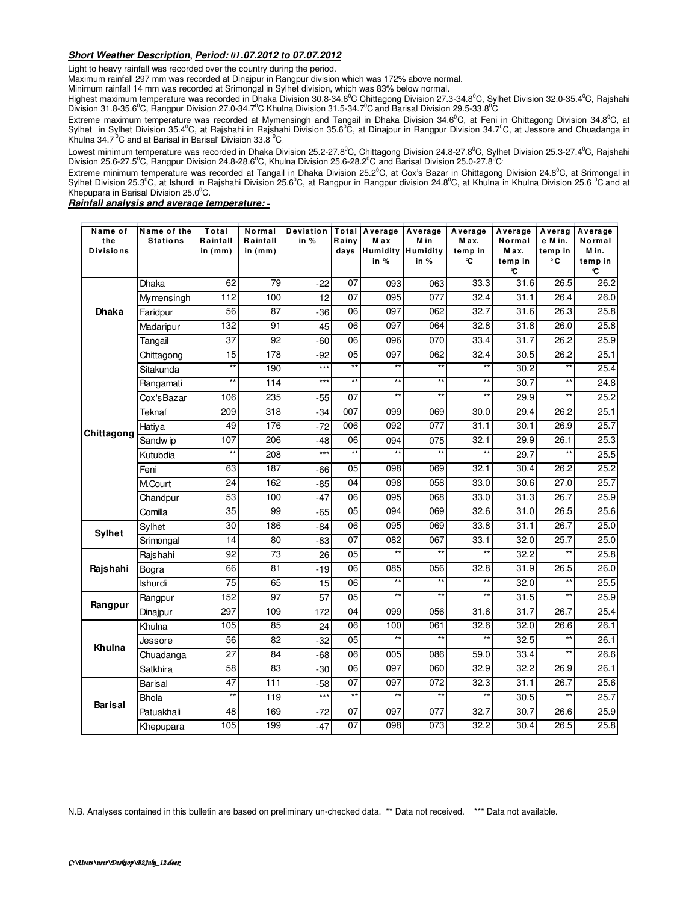***Short Weather Description, Period: 01.07.2012 to 07.07.2012***

Light to heavy rainfall was recorded over the country during the period.

Maximum rainfall 297 mm was recorded at Dinajpur in Rangpur division which was 172% above normal.

Minimum rainfall 14 mm was recorded at Srimongal in Sylhet division, which was 83% below normal.

Highest maximum temperature was recorded in Dhaka Division 30.8-34.6$^0$C Chittagong Division 27.3-34.8$^0$C, Sylhet Division 32.0-35.4$^0$C, Rajshahi Division 31.8-35.6$^0$C, Rangpur Division 27.0-34.7$^0$C Khulna Division 31.5-34.7$^0$C and Barisal Division 29.5-33.8$^0$C

Extreme maximum temperature was recorded at Mymensingh and Tangail in Dhaka Division 34.6$^0$C, at Feni in Chittagong Division 34.8$^0$C, at Sylhet in Sylhet Division 35.4$^0$C, at Rajshahi in Rajshahi Division 35.6$^0$C, at Dinajpur in Rangpur Division 34.7$^0$C, at Jessore and Chuadanga in Khulna 34.7$^0$C and at Barisal in Barisal Division 33.8 $^0$C

Lowest minimum temperature was recorded in Dhaka Division 25.2-27.8$^0$C, Chittagong Division 24.8-27.8$^0$C, Sylhet Division 25.3-27.4$^0$C, Rajshahi Division 25.6-27.5$^0$C, Rangpur Division 24.8-28.6$^0$C, Khulna Division 25.6-28.2$^0$C and Barisal Division 25.0-27.8$^0$C

Extreme minimum temperature was recorded at Tangail in Dhaka Division 25.2$^0$C, at Cox's Bazar in Chittagong Division 24.8$^0$C, at Srimongal in Sylhet Division 25.3$^0$C, at Ishurdi in Rajshahi Division 25.6$^0$C, at Rangpur in Rangpur division 24.8$^0$C, at Khulna in Khulna Division 25.6 $^0$C and at Khepupara in Barisal Division 25.0$^0$C.

***Rainfall analysis and average temperature:-***

| Name of the Divisions | Name of the Stations | Total Rainfall in (mm) | Normal Rainfall in (mm) | Deviation in % | Total Rainy days | Average Max Humidity in % | Average Min Humidity in % | Average Max. temp in ℃ | Average Normal Max. temp in ℃ | Average Min. temp in °C | Average Normal Min. temp in ℃ |
|---|---|---|---|---|---|---|---|---|---|---|---|
| Dhaka | Dhaka | 62 | 79 | -22 | 07 | 093 | 063 | 33.3 | 31.6 | 26.5 | 26.2 |
| | Mymensingh | 112 | 100 | 12 | 07 | 095 | 077 | 32.4 | 31.1 | 26.4 | 26.0 |
| | Faridpur | 56 | 87 | -36 | 06 | 097 | 062 | 32.7 | 31.6 | 26.3 | 25.8 |
| | Madaripur | 132 | 91 | 45 | 06 | 097 | 064 | 32.8 | 31.8 | 26.0 | 25.8 |
| | Tangail | 37 | 92 | -60 | 06 | 096 | 070 | 33.4 | 31.7 | 26.2 | 25.9 |
| Chittagong | Chittagong | 15 | 178 | -92 | 05 | 097 | 062 | 32.4 | 30.5 | 26.2 | 25.1 |
| | Sitakunda | ** | 190 | *** | ** | ** | ** | ** | 30.2 | ** | 25.4 |
| | Rangamati | ** | 114 | *** | ** | ** | ** | ** | 30.7 | ** | 24.8 |
| | Cox'sBazar | 106 | 235 | -55 | 07 | ** | ** | ** | 29.9 | ** | 25.2 |
| | Teknaf | 209 | 318 | -34 | 007 | 099 | 069 | 30.0 | 29.4 | 26.2 | 25.1 |
| | Hatiya | 49 | 176 | -72 | 006 | 092 | 077 | 31.1 | 30.1 | 26.9 | 25.7 |
| | Sandw ip | 107 | 206 | -48 | 06 | 094 | 075 | 32.1 | 29.9 | 26.1 | 25.3 |
| | Kutubdia | ** | 208 | *** | ** | ** | ** | ** | 29.7 | ** | 25.5 |
| | Feni | 63 | 187 | -66 | 05 | 098 | 069 | 32.1 | 30.4 | 26.2 | 25.2 |
| | M.Court | 24 | 162 | -85 | 04 | 098 | 058 | 33.0 | 30.6 | 27.0 | 25.7 |
| | Chandpur | 53 | 100 | -47 | 06 | 095 | 068 | 33.0 | 31.3 | 26.7 | 25.9 |
| | Comilla | 35 | 99 | -65 | 05 | 094 | 069 | 32.6 | 31.0 | 26.5 | 25.6 |
| Sylhet | Sylhet | 30 | 186 | -84 | 06 | 095 | 069 | 33.8 | 31.1 | 26.7 | 25.0 |
| | Srimongal | 14 | 80 | -83 | 07 | 082 | 067 | 33.1 | 32.0 | 25.7 | 25.0 |
| Rajshahi | Rajshahi | 92 | 73 | 26 | 05 | ** | ** | ** | 32.2 | ** | 25.8 |
| | Bogra | 66 | 81 | -19 | 06 | 085 | 056 | 32.8 | 31.9 | 26.5 | 26.0 |
| | Ishurdi | 75 | 65 | 15 | 06 | ** | ** | ** | 32.0 | ** | 25.5 |
| Rangpur | Rangpur | 152 | 97 | 57 | 05 | ** | ** | ** | 31.5 | ** | 25.9 |
| | Dinajpur | 297 | 109 | 172 | 04 | 099 | 056 | 31.6 | 31.7 | 26.7 | 25.4 |
| Khulna | Khulna | 105 | 85 | 24 | 06 | 100 | 061 | 32.6 | 32.0 | 26.6 | 26.1 |
| | Jessore | 56 | 82 | -32 | 05 | ** | ** | ** | 32.5 | ** | 26.1 |
| | Chuadanga | 27 | 84 | -68 | 06 | 005 | 086 | 59.0 | 33.4 | ** | 26.6 |
| | Satkhira | 58 | 83 | -30 | 06 | 097 | 060 | 32.9 | 32.2 | 26.9 | 26.1 |
| Barisal | Barisal | 47 | 111 | -58 | 07 | 097 | 072 | 32.3 | 31.1 | 26.7 | 25.6 |
| | Bhola | ** | 119 | *** | ** | ** | ** | ** | 30.5 | ** | 25.7 |
| | Patuakhali | 48 | 169 | -72 | 07 | 097 | 077 | 32.7 | 30.7 | 26.6 | 25.9 |
| | Khepupara | 105 | 199 | -47 | 07 | 098 | 073 | 32.2 | 30.4 | 26.5 | 25.8 |

N.B. Analyses contained in this bulletin are based on preliminary un-checked data. ** Data not received. *** Data not available.

*C:\Users\user\Desktop\B2July_12.docx*